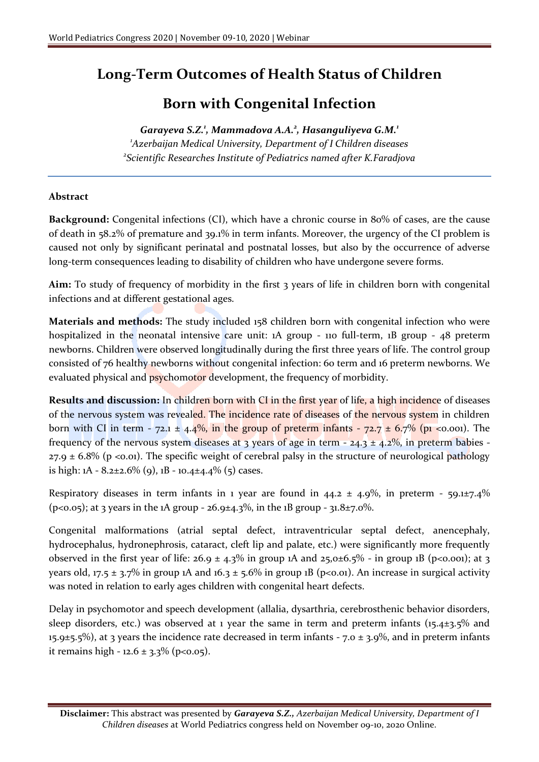# Long-Term Outcomes of Health Status of Children Born with Congenital Infection

***Garayeva S.Z.[1], Mammadova A.A.[2], Hasanguliyeva G.M.[1]***

*[1]Azerbaijan Medical University, Department of I Children diseases*
*[2]Scientific Researches Institute of Pediatrics named after K.Faradjova*

## Abstract

**Background:** Congenital infections (CI), which have a chronic course in 80% of cases, are the cause of death in 58.2% of premature and 39.1% in term infants. Moreover, the urgency of the CI problem is caused not only by significant perinatal and postnatal losses, but also by the occurrence of adverse long-term consequences leading to disability of children who have undergone severe forms.

**Aim:** To study of frequency of morbidity in the first 3 years of life in children born with congenital infections and at different gestational ages.

**Materials and methods:** The study included 158 children born with congenital infection who were hospitalized in the neonatal intensive care unit: 1A group - 110 full-term, 1B group - 48 preterm newborns. Children were observed longitudinally during the first three years of life. The control group consisted of 76 healthy newborns without congenital infection: 60 term and 16 preterm newborns. We evaluated physical and psychomotor development, the frequency of morbidity.

**Results and discussion:** In children born with CI in the first year of life, a high incidence of diseases of the nervous system was revealed. The incidence rate of diseases of the nervous system in children born with CI in term - $72.1 \pm 4.4\%$, in the group of preterm infants - $72.7 \pm 6.7\%$ ($p_1 < 0.001$). The frequency of the nervous system diseases at 3 years of age in term - $24.3 \pm 4.2\%$, in preterm babies - $27.9 \pm 6.8\%$ ($p < 0.01$). The specific weight of cerebral palsy in the structure of neurological pathology is high: 1A - $8.2\pm2.6\%$ (9), 1B - $10.4\pm4.4\%$ (5) cases.

Respiratory diseases in term infants in 1 year are found in $44.2 \pm 4.9\%$, in preterm - $59.1\pm7.4\%$ ($p<0.05$); at 3 years in the 1A group - $26.9\pm4.3\%$, in the 1B group - $31.8\pm7.0\%$.

Congenital malformations (atrial septal defect, intraventricular septal defect, anencephaly, hydrocephalus, hydronephrosis, cataract, cleft lip and palate, etc.) were significantly more frequently observed in the first year of life: $26.9 \pm 4.3\%$ in group 1A and $25,0\pm6.5\%$ - in group 1B ($p<0.001$); at 3 years old, $17.5 \pm 3.7\%$ in group 1A and $16.3 \pm 5.6\%$ in group 1B ($p<0.01$). An increase in surgical activity was noted in relation to early ages children with congenital heart defects.

Delay in psychomotor and speech development (allalia, dysarthria, cerebrosthenic behavior disorders, sleep disorders, etc.) was observed at 1 year the same in term and preterm infants ($15.4\pm3.5\%$ and $15.9\pm5.5\%$), at 3 years the incidence rate decreased in term infants - $7.0 \pm 3.9\%$, and in preterm infants it remains high - $12.6 \pm 3.3\%$ ($p<0.05$).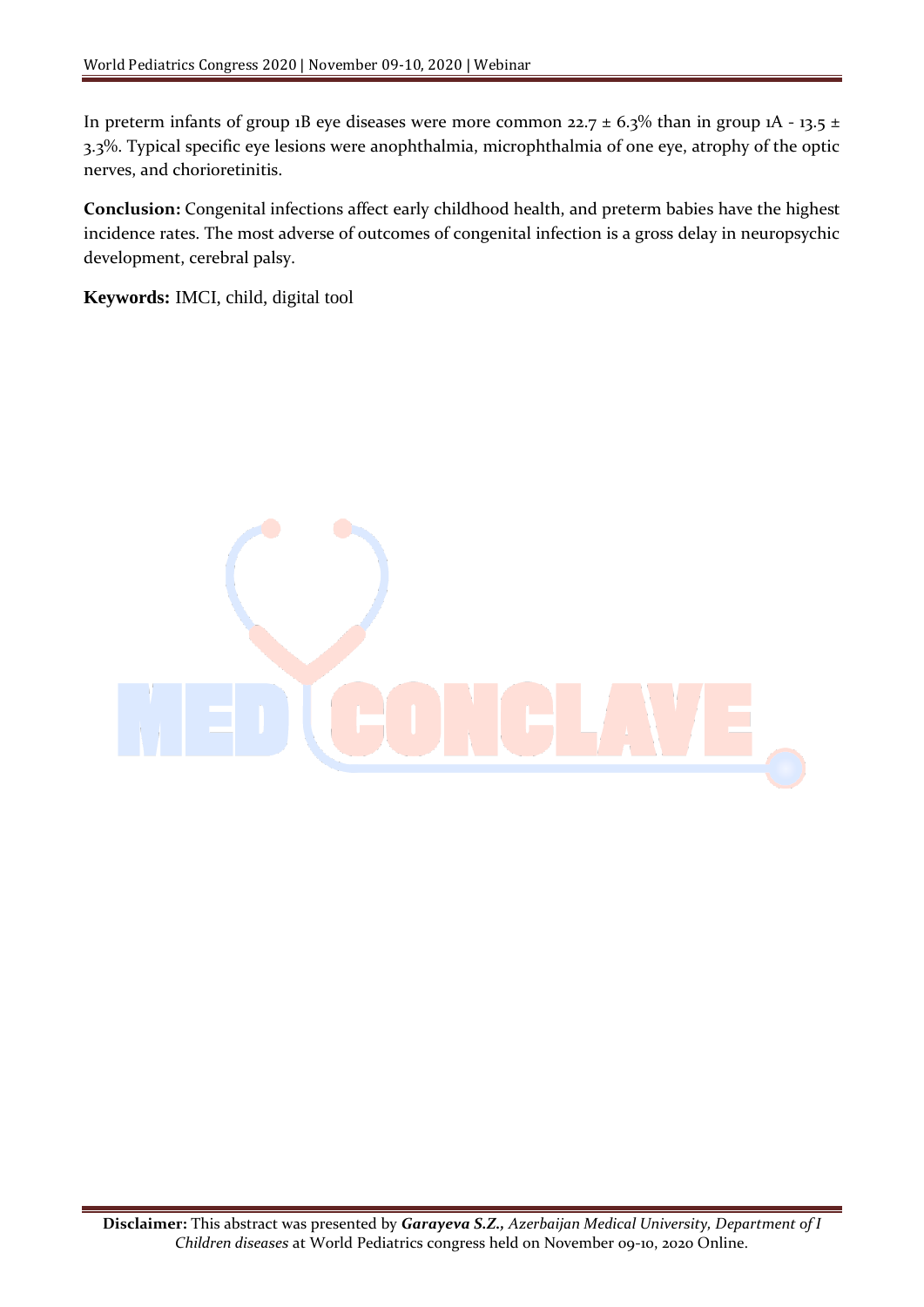In preterm infants of group 1B eye diseases were more common 22.7 ± 6.3% than in group 1A - 13.5 ± 3.3%. Typical specific eye lesions were anophthalmia, microphthalmia of one eye, atrophy of the optic nerves, and chorioretinitis.

**Conclusion:** Congenital infections affect early childhood health, and preterm babies have the highest incidence rates. The most adverse of outcomes of congenital infection is a gross delay in neuropsychic development, cerebral palsy.

**Keywords:** IMCI, child, digital tool

**Disclaimer:** This abstract was presented by ***Garayeva S.Z.,*** *Azerbaijan Medical University, Department of I Children diseases* at World Pediatrics congress held on November 09-10, 2020 Online.